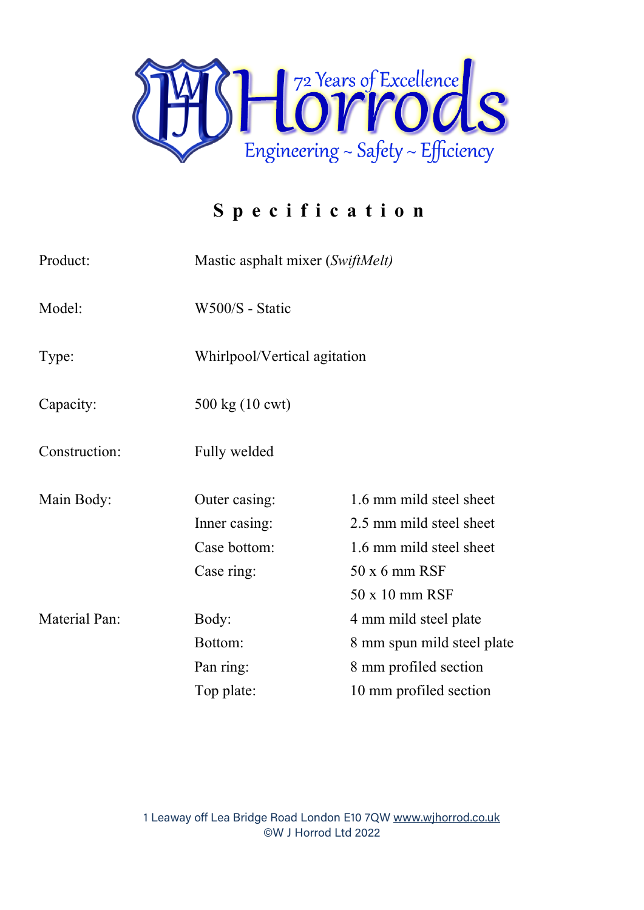WJH Horrods

72 Years of Excellence

Engineering ~ Safety ~ Efficiency

# Specification

| | | |
|---|---|---|
| Product: | Mastic asphalt mixer (*SwiftMelt)* | |
| Model: | W500/S - Static | |
| Type: | Whirlpool/Vertical agitation | |
| Capacity: | 500 kg (10 cwt) | |
| Construction: | Fully welded | |
| Main Body: | Outer casing: | 1.6 mm mild steel sheet |
| | Inner casing: | 2.5 mm mild steel sheet |
| | Case bottom: | 1.6 mm mild steel sheet |
| | Case ring: | 50 x 6 mm RSF |
| | | 50 x 10 mm RSF |
| Material Pan: | Body: | 4 mm mild steel plate |
| | Bottom: | 8 mm spun mild steel plate |
| | Pan ring: | 8 mm profiled section |
| | Top plate: | 10 mm profiled section |

1 Leaway off Lea Bridge Road London E10 7QW www.wjhorrod.co.uk
©W J Horrod Ltd 2022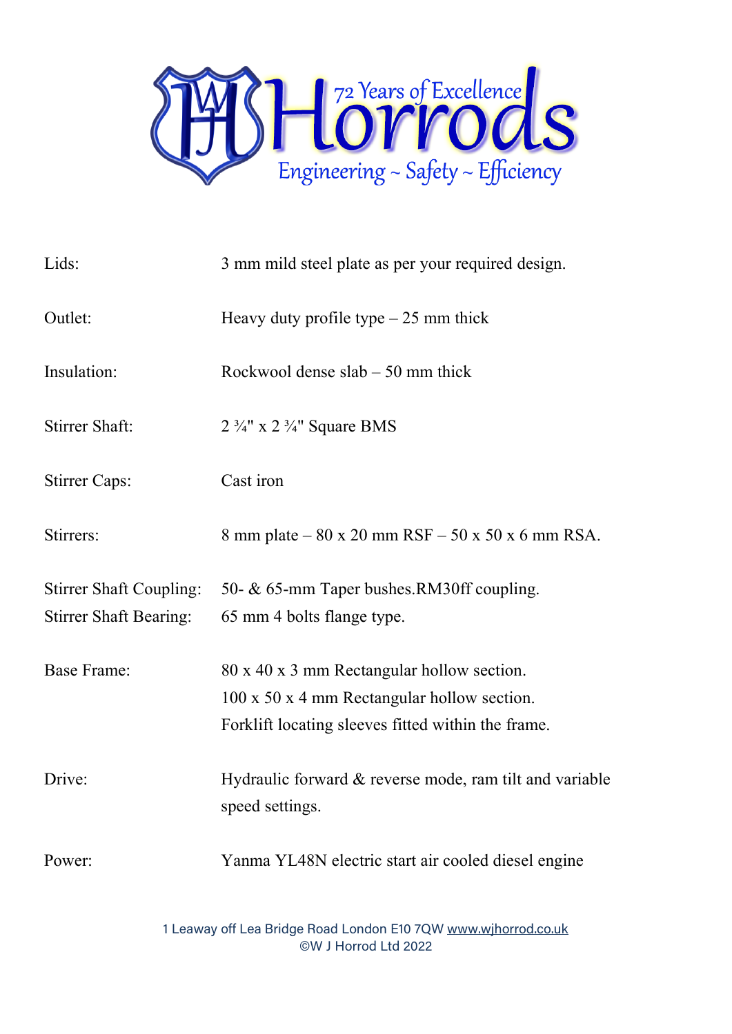| | |
|---|---|
| Lids: | 3 mm mild steel plate as per your required design. |
| Outlet: | Heavy duty profile type – 25 mm thick |
| Insulation: | Rockwool dense slab – 50 mm thick |
| Stirrer Shaft: | 2 ¾" x 2 ¾" Square BMS |
| Stirrer Caps: | Cast iron |
| Stirrers: | 8 mm plate – 80 x 20 mm RSF – 50 x 50 x 6 mm RSA. |
| Stirrer Shaft Coupling: | 50- & 65-mm Taper bushes.RM30ff coupling. |
| Stirrer Shaft Bearing: | 65 mm 4 bolts flange type. |
| Base Frame: | 80 x 40 x 3 mm Rectangular hollow section.<br>100 x 50 x 4 mm Rectangular hollow section.<br>Forklift locating sleeves fitted within the frame. |
| Drive: | Hydraulic forward & reverse mode, ram tilt and variable speed settings. |
| Power: | Yanma YL48N electric start air cooled diesel engine |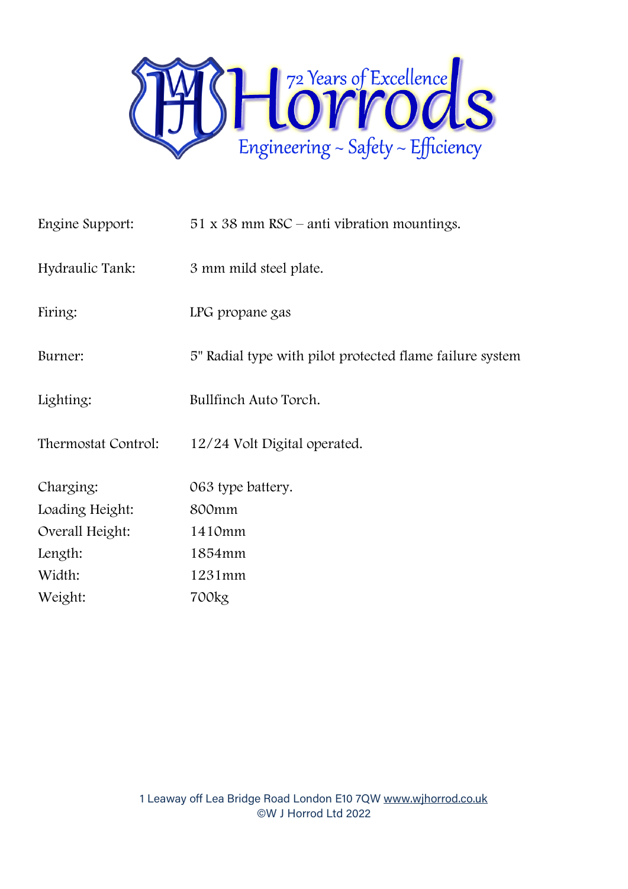72 Years of Excellence

# Horrods

Engineering ~ Safety ~ Efficiency

| | |
|---|---|
| Engine Support: | 51 x 38 mm RSC – anti vibration mountings. |
| Hydraulic Tank: | 3 mm mild steel plate. |
| Firing: | LPG propane gas |
| Burner: | 5" Radial type with pilot protected flame failure system |
| Lighting: | Bullfinch Auto Torch. |
| Thermostat Control: | 12/24 Volt Digital operated. |
| Charging: | 063 type battery. |
| Loading Height: | 800mm |
| Overall Height: | 1410mm |
| Length: | 1854mm |
| Width: | 1231mm |
| Weight: | 700kg |

1 Leaway off Lea Bridge Road London E10 7QW www.wjhorrod.co.uk
©W J Horrod Ltd 2022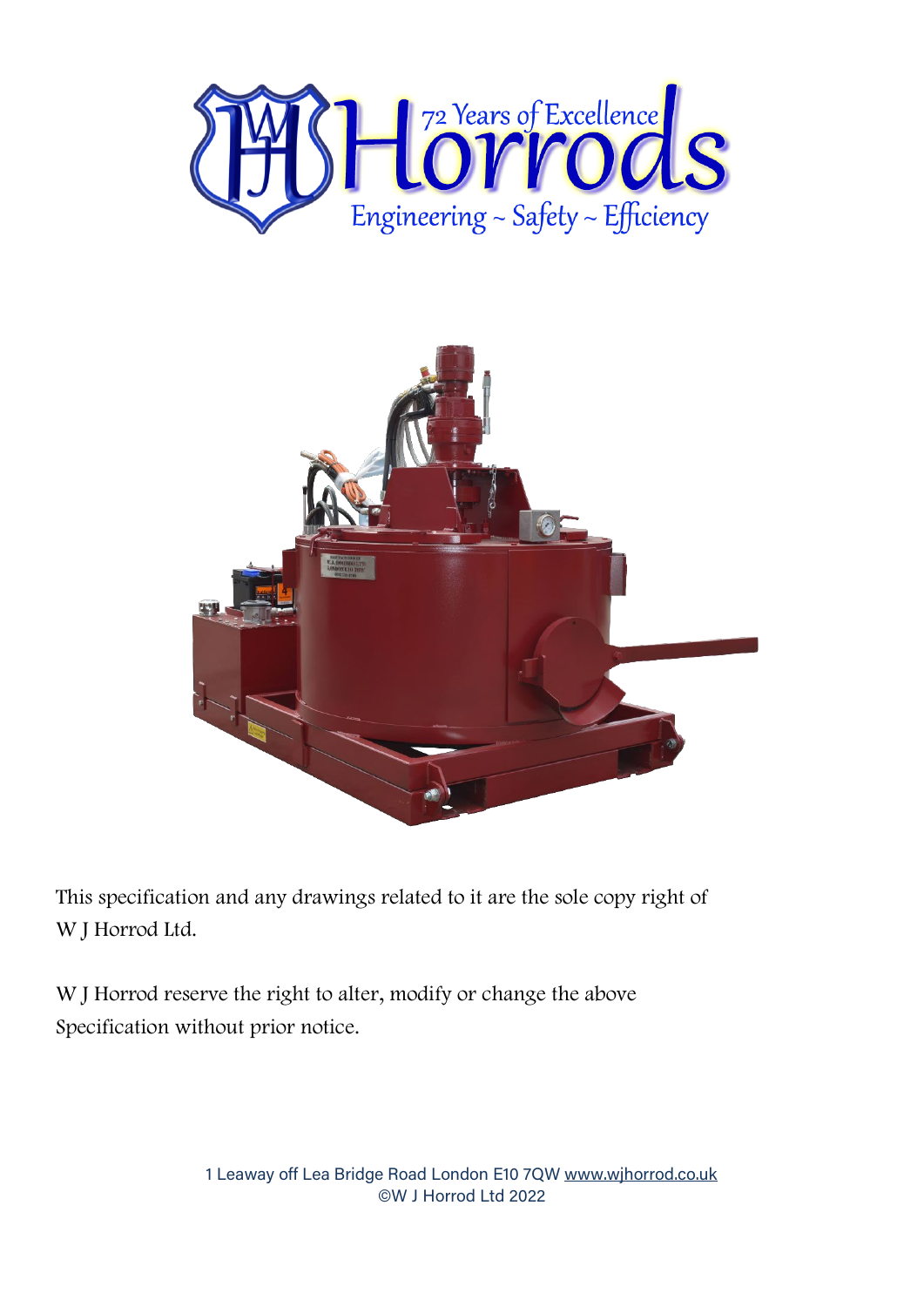72 Years of Excellence

Horrods

Engineering ~ Safety ~ Efficiency

This specification and any drawings related to it are the sole copy right of W J Horrod Ltd.

W J Horrod reserve the right to alter, modify or change the above Specification without prior notice.

1 Leaway off Lea Bridge Road London E10 7QW www.wjhorrod.co.uk
©W J Horrod Ltd 2022